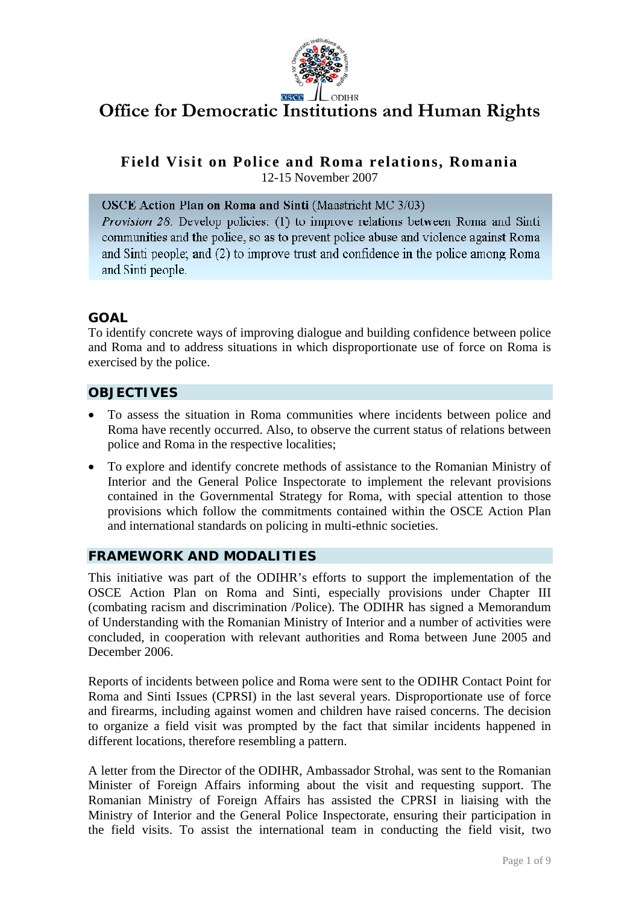# Office for Democratic Institutions and Human Rights

## Field Visit on Police and Roma relations, Romania

12-15 November 2007

**OSCE Action Plan on Roma and Sinti** (Maastricht MC 3/03)
*Provision 28.* Develop policies: (1) to improve relations between Roma and Sinti communities and the police, so as to prevent police abuse and violence against Roma and Sinti people; and (2) to improve trust and confidence in the police among Roma and Sinti people.

### GOAL

To identify concrete ways of improving dialogue and building confidence between police and Roma and to address situations in which disproportionate use of force on Roma is exercised by the police.

### OBJECTIVES

- To assess the situation in Roma communities where incidents between police and Roma have recently occurred. Also, to observe the current status of relations between police and Roma in the respective localities;
- To explore and identify concrete methods of assistance to the Romanian Ministry of Interior and the General Police Inspectorate to implement the relevant provisions contained in the Governmental Strategy for Roma, with special attention to those provisions which follow the commitments contained within the OSCE Action Plan and international standards on policing in multi-ethnic societies.

### FRAMEWORK AND MODALITIES

This initiative was part of the ODIHR's efforts to support the implementation of the OSCE Action Plan on Roma and Sinti, especially provisions under Chapter III (combating racism and discrimination /Police). The ODIHR has signed a Memorandum of Understanding with the Romanian Ministry of Interior and a number of activities were concluded, in cooperation with relevant authorities and Roma between June 2005 and December 2006.

Reports of incidents between police and Roma were sent to the ODIHR Contact Point for Roma and Sinti Issues (CPRSI) in the last several years. Disproportionate use of force and firearms, including against women and children have raised concerns. The decision to organize a field visit was prompted by the fact that similar incidents happened in different locations, therefore resembling a pattern.

A letter from the Director of the ODIHR, Ambassador Strohal, was sent to the Romanian Minister of Foreign Affairs informing about the visit and requesting support. The Romanian Ministry of Foreign Affairs has assisted the CPRSI in liaising with the Ministry of Interior and the General Police Inspectorate, ensuring their participation in the field visits. To assist the international team in conducting the field visit, two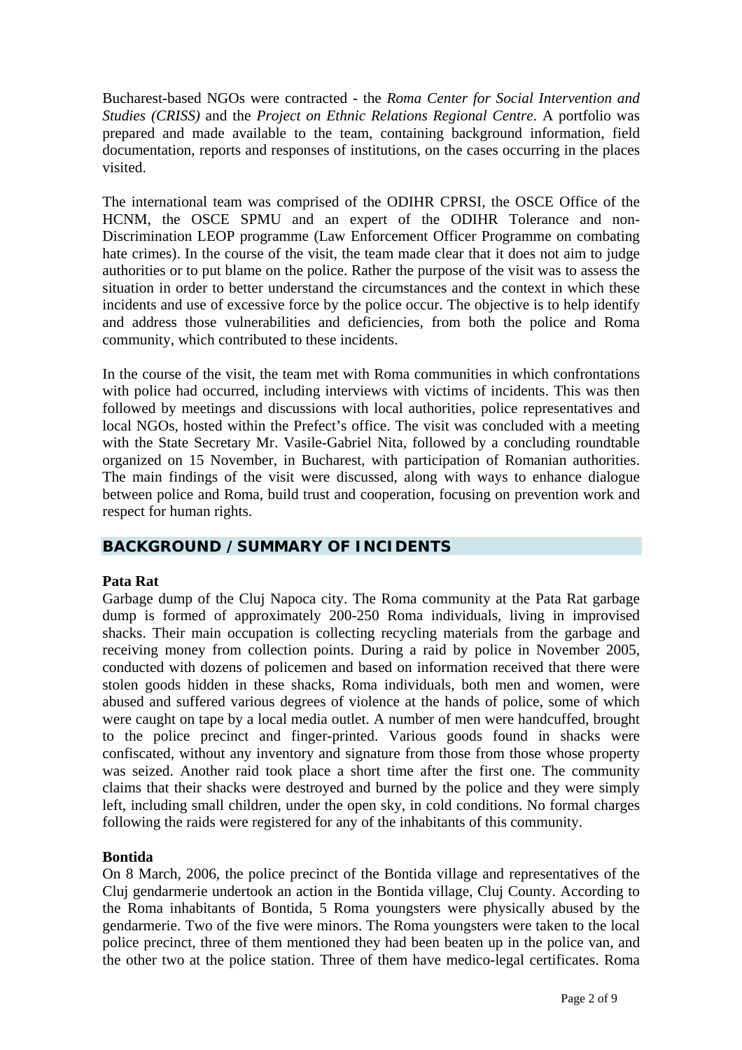Bucharest-based NGOs were contracted - the *Roma Center for Social Intervention and Studies (CRISS)* and the *Project on Ethnic Relations Regional Centre*. A portfolio was prepared and made available to the team, containing background information, field documentation, reports and responses of institutions, on the cases occurring in the places visited.

The international team was comprised of the ODIHR CPRSI, the OSCE Office of the HCNM, the OSCE SPMU and an expert of the ODIHR Tolerance and non-Discrimination LEOP programme (Law Enforcement Officer Programme on combating hate crimes). In the course of the visit, the team made clear that it does not aim to judge authorities or to put blame on the police. Rather the purpose of the visit was to assess the situation in order to better understand the circumstances and the context in which these incidents and use of excessive force by the police occur. The objective is to help identify and address those vulnerabilities and deficiencies, from both the police and Roma community, which contributed to these incidents.

In the course of the visit, the team met with Roma communities in which confrontations with police had occurred, including interviews with victims of incidents. This was then followed by meetings and discussions with local authorities, police representatives and local NGOs, hosted within the Prefect's office. The visit was concluded with a meeting with the State Secretary Mr. Vasile-Gabriel Nita, followed by a concluding roundtable organized on 15 November, in Bucharest, with participation of Romanian authorities. The main findings of the visit were discussed, along with ways to enhance dialogue between police and Roma, build trust and cooperation, focusing on prevention work and respect for human rights.

## BACKGROUND / SUMMARY OF INCIDENTS

**Pata Rat**

Garbage dump of the Cluj Napoca city. The Roma community at the Pata Rat garbage dump is formed of approximately 200-250 Roma individuals, living in improvised shacks. Their main occupation is collecting recycling materials from the garbage and receiving money from collection points. During a raid by police in November 2005, conducted with dozens of policemen and based on information received that there were stolen goods hidden in these shacks, Roma individuals, both men and women, were abused and suffered various degrees of violence at the hands of police, some of which were caught on tape by a local media outlet. A number of men were handcuffed, brought to the police precinct and finger-printed. Various goods found in shacks were confiscated, without any inventory and signature from those from those whose property was seized. Another raid took place a short time after the first one. The community claims that their shacks were destroyed and burned by the police and they were simply left, including small children, under the open sky, in cold conditions. No formal charges following the raids were registered for any of the inhabitants of this community.

**Bontida**

On 8 March, 2006, the police precinct of the Bontida village and representatives of the Cluj gendarmerie undertook an action in the Bontida village, Cluj County. According to the Roma inhabitants of Bontida, 5 Roma youngsters were physically abused by the gendarmerie. Two of the five were minors. The Roma youngsters were taken to the local police precinct, three of them mentioned they had been beaten up in the police van, and the other two at the police station. Three of them have medico-legal certificates. Roma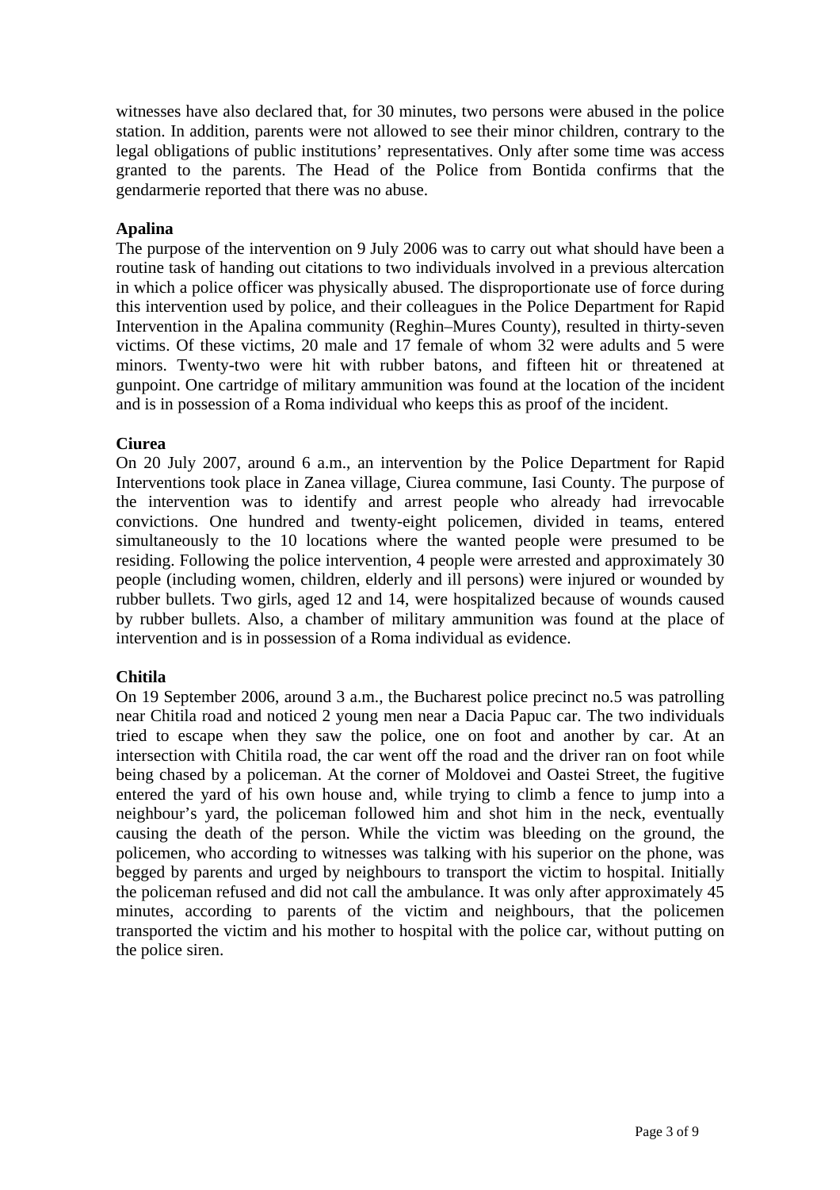witnesses have also declared that, for 30 minutes, two persons were abused in the police station. In addition, parents were not allowed to see their minor children, contrary to the legal obligations of public institutions' representatives. Only after some time was access granted to the parents. The Head of the Police from Bontida confirms that the gendarmerie reported that there was no abuse.

**Apalina**

The purpose of the intervention on 9 July 2006 was to carry out what should have been a routine task of handing out citations to two individuals involved in a previous altercation in which a police officer was physically abused. The disproportionate use of force during this intervention used by police, and their colleagues in the Police Department for Rapid Intervention in the Apalina community (Reghin–Mures County), resulted in thirty-seven victims. Of these victims, 20 male and 17 female of whom 32 were adults and 5 were minors. Twenty-two were hit with rubber batons, and fifteen hit or threatened at gunpoint. One cartridge of military ammunition was found at the location of the incident and is in possession of a Roma individual who keeps this as proof of the incident.

**Ciurea**

On 20 July 2007, around 6 a.m., an intervention by the Police Department for Rapid Interventions took place in Zanea village, Ciurea commune, Iasi County. The purpose of the intervention was to identify and arrest people who already had irrevocable convictions. One hundred and twenty-eight policemen, divided in teams, entered simultaneously to the 10 locations where the wanted people were presumed to be residing. Following the police intervention, 4 people were arrested and approximately 30 people (including women, children, elderly and ill persons) were injured or wounded by rubber bullets. Two girls, aged 12 and 14, were hospitalized because of wounds caused by rubber bullets. Also, a chamber of military ammunition was found at the place of intervention and is in possession of a Roma individual as evidence.

**Chitila**

On 19 September 2006, around 3 a.m., the Bucharest police precinct no.5 was patrolling near Chitila road and noticed 2 young men near a Dacia Papuc car. The two individuals tried to escape when they saw the police, one on foot and another by car. At an intersection with Chitila road, the car went off the road and the driver ran on foot while being chased by a policeman. At the corner of Moldovei and Oastei Street, the fugitive entered the yard of his own house and, while trying to climb a fence to jump into a neighbour's yard, the policeman followed him and shot him in the neck, eventually causing the death of the person. While the victim was bleeding on the ground, the policemen, who according to witnesses was talking with his superior on the phone, was begged by parents and urged by neighbours to transport the victim to hospital. Initially the policeman refused and did not call the ambulance. It was only after approximately 45 minutes, according to parents of the victim and neighbours, that the policemen transported the victim and his mother to hospital with the police car, without putting on the police siren.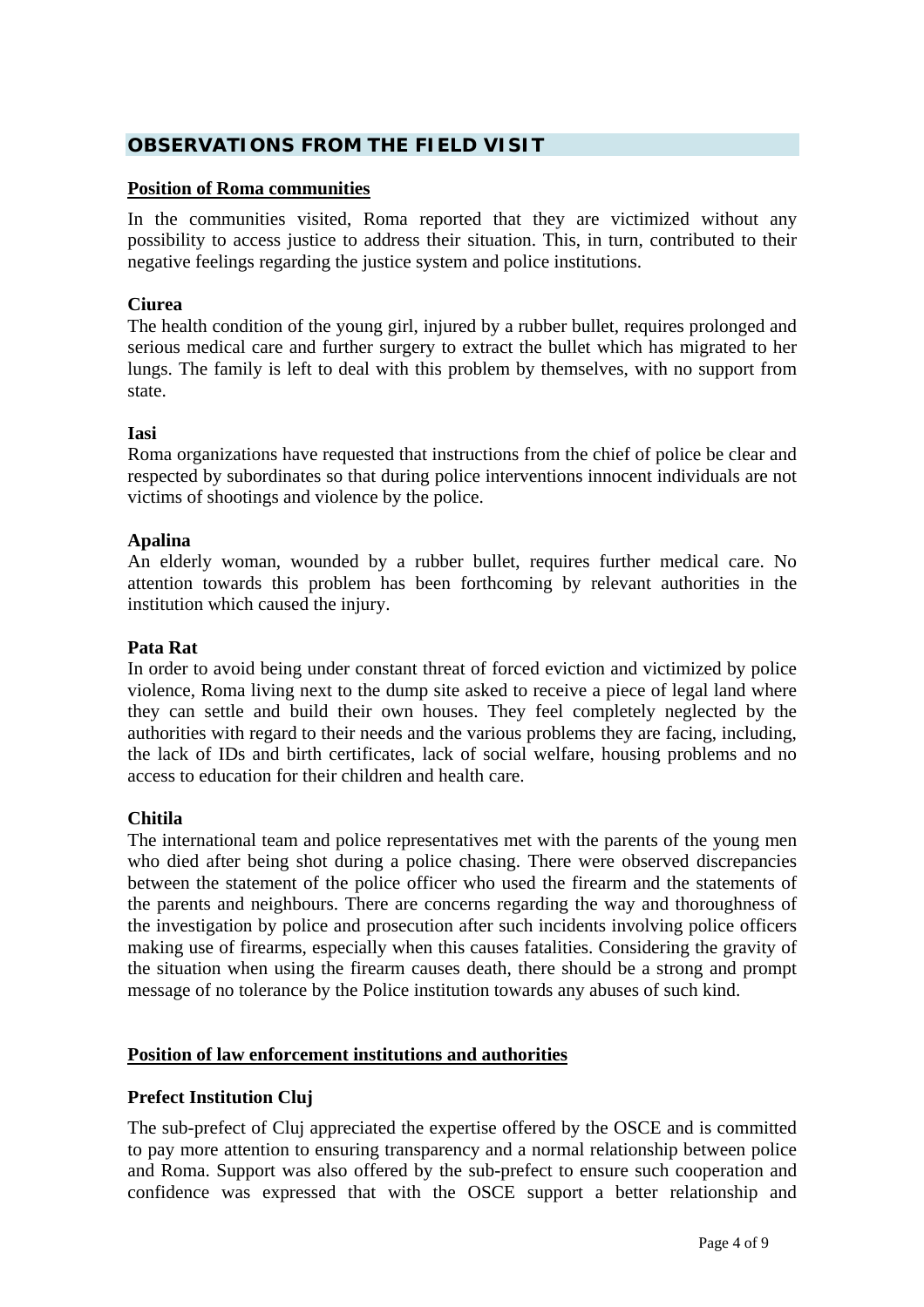## OBSERVATIONS FROM THE FIELD VISIT

**Position of Roma communities**

In the communities visited, Roma reported that they are victimized without any possibility to access justice to address their situation. This, in turn, contributed to their negative feelings regarding the justice system and police institutions.

**Ciurea**

The health condition of the young girl, injured by a rubber bullet, requires prolonged and serious medical care and further surgery to extract the bullet which has migrated to her lungs. The family is left to deal with this problem by themselves, with no support from state.

**Iasi**

Roma organizations have requested that instructions from the chief of police be clear and respected by subordinates so that during police interventions innocent individuals are not victims of shootings and violence by the police.

**Apalina**

An elderly woman, wounded by a rubber bullet, requires further medical care. No attention towards this problem has been forthcoming by relevant authorities in the institution which caused the injury.

**Pata Rat**

In order to avoid being under constant threat of forced eviction and victimized by police violence, Roma living next to the dump site asked to receive a piece of legal land where they can settle and build their own houses. They feel completely neglected by the authorities with regard to their needs and the various problems they are facing, including, the lack of IDs and birth certificates, lack of social welfare, housing problems and no access to education for their children and health care.

**Chitila**

The international team and police representatives met with the parents of the young men who died after being shot during a police chasing. There were observed discrepancies between the statement of the police officer who used the firearm and the statements of the parents and neighbours. There are concerns regarding the way and thoroughness of the investigation by police and prosecution after such incidents involving police officers making use of firearms, especially when this causes fatalities. Considering the gravity of the situation when using the firearm causes death, there should be a strong and prompt message of no tolerance by the Police institution towards any abuses of such kind.

**Position of law enforcement institutions and authorities**

**Prefect Institution Cluj**

The sub-prefect of Cluj appreciated the expertise offered by the OSCE and is committed to pay more attention to ensuring transparency and a normal relationship between police and Roma. Support was also offered by the sub-prefect to ensure such cooperation and confidence was expressed that with the OSCE support a better relationship and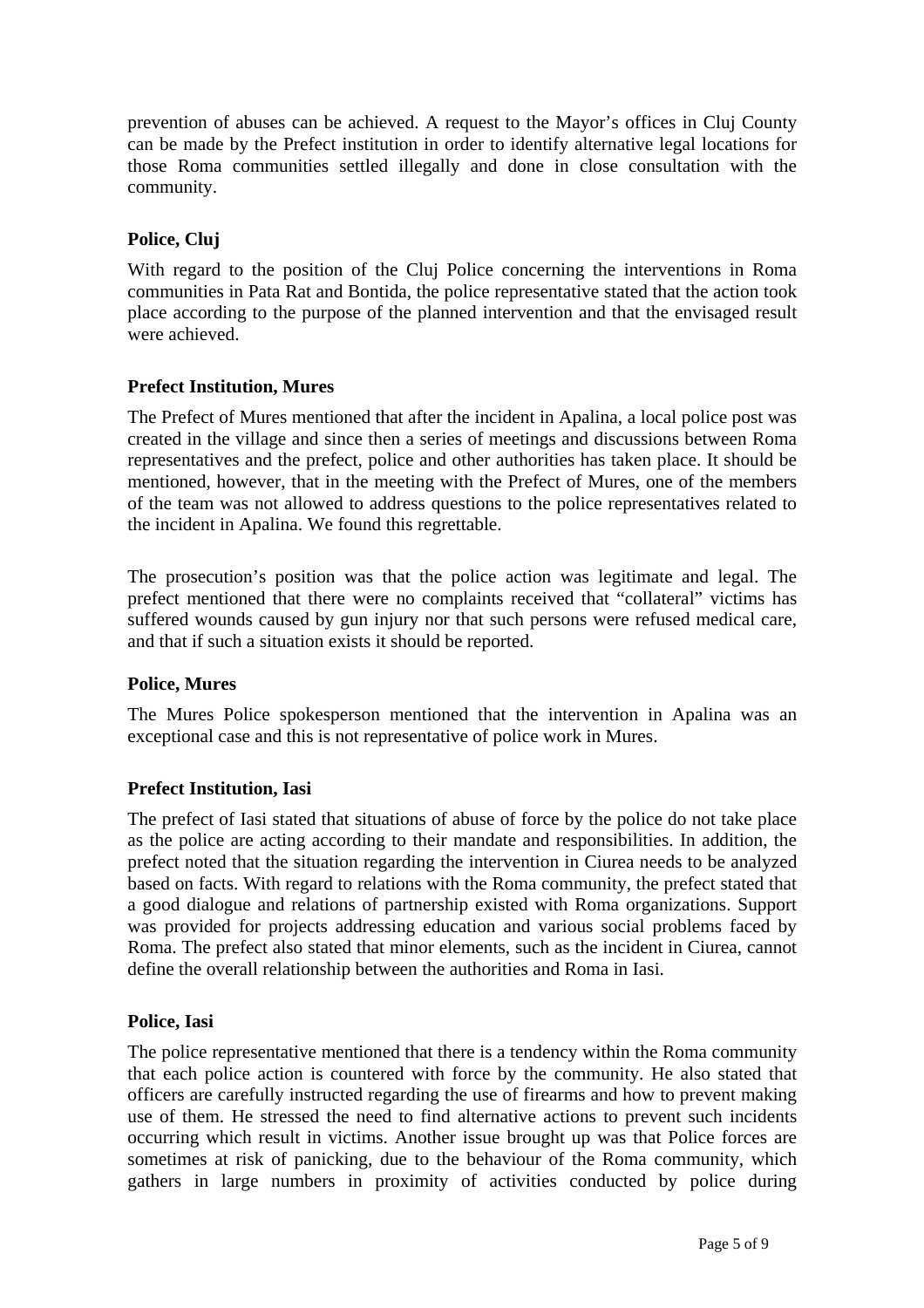prevention of abuses can be achieved. A request to the Mayor's offices in Cluj County can be made by the Prefect institution in order to identify alternative legal locations for those Roma communities settled illegally and done in close consultation with the community.

**Police, Cluj**

With regard to the position of the Cluj Police concerning the interventions in Roma communities in Pata Rat and Bontida, the police representative stated that the action took place according to the purpose of the planned intervention and that the envisaged result were achieved.

**Prefect Institution, Mures**

The Prefect of Mures mentioned that after the incident in Apalina, a local police post was created in the village and since then a series of meetings and discussions between Roma representatives and the prefect, police and other authorities has taken place. It should be mentioned, however, that in the meeting with the Prefect of Mures, one of the members of the team was not allowed to address questions to the police representatives related to the incident in Apalina. We found this regrettable.

The prosecution's position was that the police action was legitimate and legal. The prefect mentioned that there were no complaints received that "collateral" victims has suffered wounds caused by gun injury nor that such persons were refused medical care, and that if such a situation exists it should be reported.

**Police, Mures**

The Mures Police spokesperson mentioned that the intervention in Apalina was an exceptional case and this is not representative of police work in Mures.

**Prefect Institution, Iasi**

The prefect of Iasi stated that situations of abuse of force by the police do not take place as the police are acting according to their mandate and responsibilities. In addition, the prefect noted that the situation regarding the intervention in Ciurea needs to be analyzed based on facts. With regard to relations with the Roma community, the prefect stated that a good dialogue and relations of partnership existed with Roma organizations. Support was provided for projects addressing education and various social problems faced by Roma. The prefect also stated that minor elements, such as the incident in Ciurea, cannot define the overall relationship between the authorities and Roma in Iasi.

**Police, Iasi**

The police representative mentioned that there is a tendency within the Roma community that each police action is countered with force by the community. He also stated that officers are carefully instructed regarding the use of firearms and how to prevent making use of them. He stressed the need to find alternative actions to prevent such incidents occurring which result in victims. Another issue brought up was that Police forces are sometimes at risk of panicking, due to the behaviour of the Roma community, which gathers in large numbers in proximity of activities conducted by police during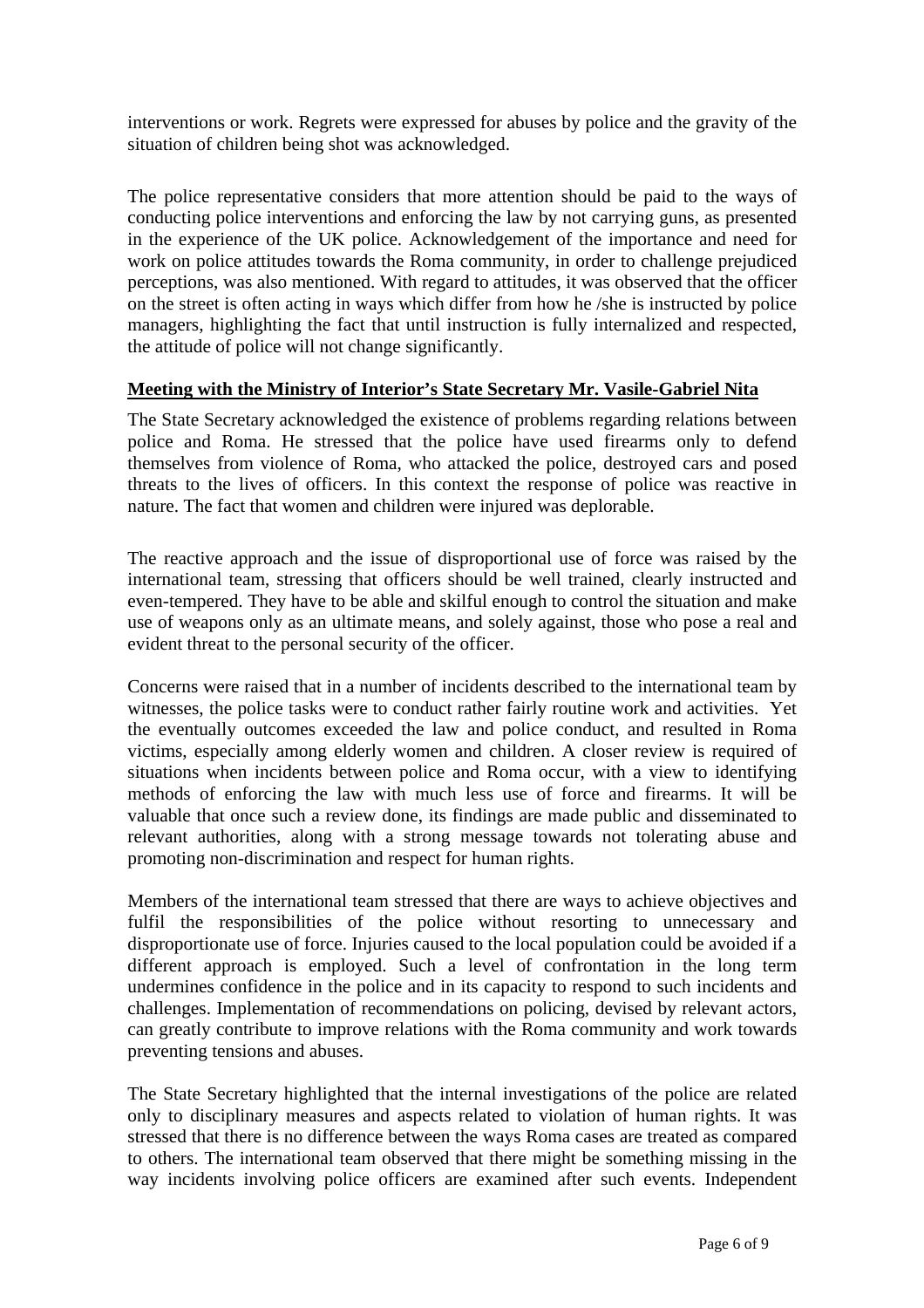interventions or work. Regrets were expressed for abuses by police and the gravity of the situation of children being shot was acknowledged.

The police representative considers that more attention should be paid to the ways of conducting police interventions and enforcing the law by not carrying guns, as presented in the experience of the UK police. Acknowledgement of the importance and need for work on police attitudes towards the Roma community, in order to challenge prejudiced perceptions, was also mentioned. With regard to attitudes, it was observed that the officer on the street is often acting in ways which differ from how he /she is instructed by police managers, highlighting the fact that until instruction is fully internalized and respected, the attitude of police will not change significantly.

**<u>Meeting with the Ministry of Interior's State Secretary Mr. Vasile-Gabriel Nita</u>**

The State Secretary acknowledged the existence of problems regarding relations between police and Roma. He stressed that the police have used firearms only to defend themselves from violence of Roma, who attacked the police, destroyed cars and posed threats to the lives of officers. In this context the response of police was reactive in nature. The fact that women and children were injured was deplorable.

The reactive approach and the issue of disproportional use of force was raised by the international team, stressing that officers should be well trained, clearly instructed and even-tempered. They have to be able and skilful enough to control the situation and make use of weapons only as an ultimate means, and solely against, those who pose a real and evident threat to the personal security of the officer.

Concerns were raised that in a number of incidents described to the international team by witnesses, the police tasks were to conduct rather fairly routine work and activities. Yet the eventually outcomes exceeded the law and police conduct, and resulted in Roma victims, especially among elderly women and children. A closer review is required of situations when incidents between police and Roma occur, with a view to identifying methods of enforcing the law with much less use of force and firearms. It will be valuable that once such a review done, its findings are made public and disseminated to relevant authorities, along with a strong message towards not tolerating abuse and promoting non-discrimination and respect for human rights.

Members of the international team stressed that there are ways to achieve objectives and fulfil the responsibilities of the police without resorting to unnecessary and disproportionate use of force. Injuries caused to the local population could be avoided if a different approach is employed. Such a level of confrontation in the long term undermines confidence in the police and in its capacity to respond to such incidents and challenges. Implementation of recommendations on policing, devised by relevant actors, can greatly contribute to improve relations with the Roma community and work towards preventing tensions and abuses.

The State Secretary highlighted that the internal investigations of the police are related only to disciplinary measures and aspects related to violation of human rights. It was stressed that there is no difference between the ways Roma cases are treated as compared to others. The international team observed that there might be something missing in the way incidents involving police officers are examined after such events. Independent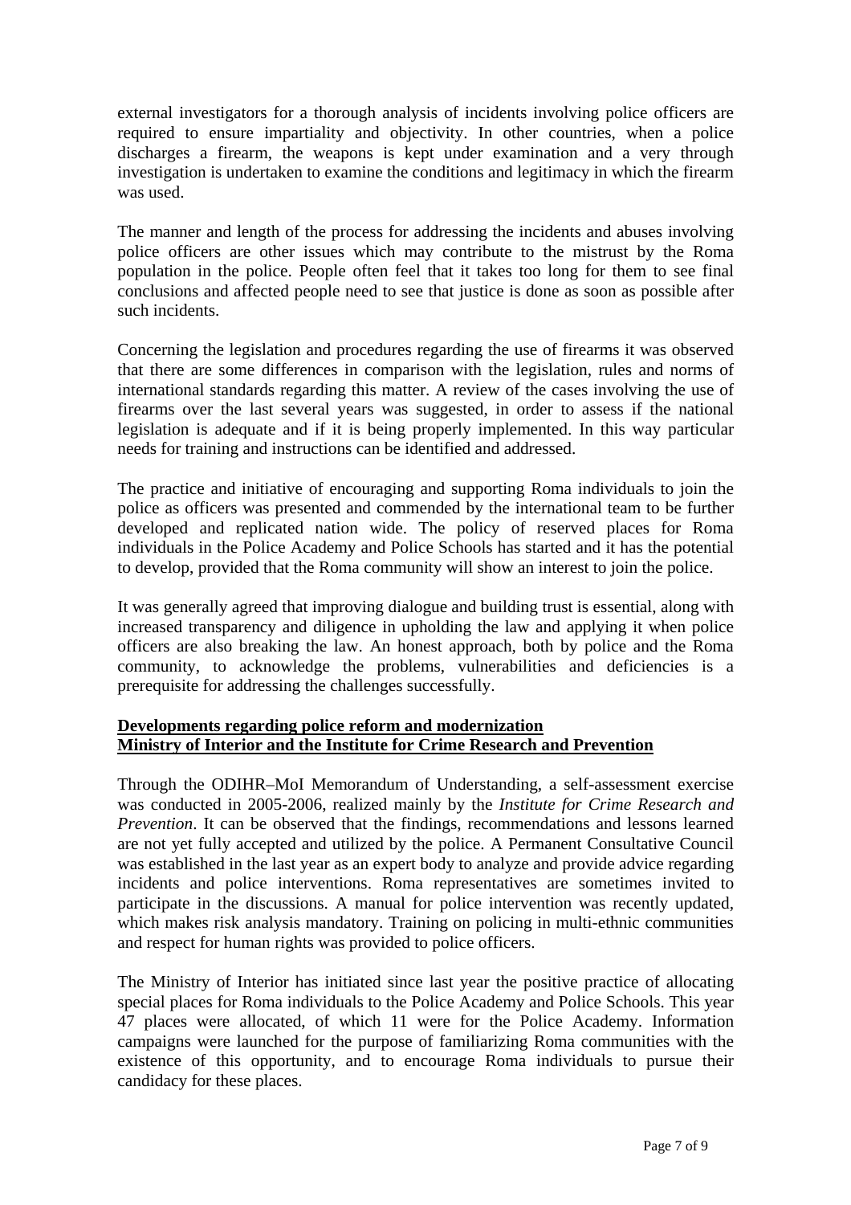external investigators for a thorough analysis of incidents involving police officers are required to ensure impartiality and objectivity. In other countries, when a police discharges a firearm, the weapons is kept under examination and a very through investigation is undertaken to examine the conditions and legitimacy in which the firearm was used.

The manner and length of the process for addressing the incidents and abuses involving police officers are other issues which may contribute to the mistrust by the Roma population in the police. People often feel that it takes too long for them to see final conclusions and affected people need to see that justice is done as soon as possible after such incidents.

Concerning the legislation and procedures regarding the use of firearms it was observed that there are some differences in comparison with the legislation, rules and norms of international standards regarding this matter. A review of the cases involving the use of firearms over the last several years was suggested, in order to assess if the national legislation is adequate and if it is being properly implemented. In this way particular needs for training and instructions can be identified and addressed.

The practice and initiative of encouraging and supporting Roma individuals to join the police as officers was presented and commended by the international team to be further developed and replicated nation wide. The policy of reserved places for Roma individuals in the Police Academy and Police Schools has started and it has the potential to develop, provided that the Roma community will show an interest to join the police.

It was generally agreed that improving dialogue and building trust is essential, along with increased transparency and diligence in upholding the law and applying it when police officers are also breaking the law. An honest approach, both by police and the Roma community, to acknowledge the problems, vulnerabilities and deficiencies is a prerequisite for addressing the challenges successfully.

**Developments regarding police reform and modernization**
**Ministry of Interior and the Institute for Crime Research and Prevention**

Through the ODIHR–MoI Memorandum of Understanding, a self-assessment exercise was conducted in 2005-2006, realized mainly by the *Institute for Crime Research and Prevention*. It can be observed that the findings, recommendations and lessons learned are not yet fully accepted and utilized by the police. A Permanent Consultative Council was established in the last year as an expert body to analyze and provide advice regarding incidents and police interventions. Roma representatives are sometimes invited to participate in the discussions. A manual for police intervention was recently updated, which makes risk analysis mandatory. Training on policing in multi-ethnic communities and respect for human rights was provided to police officers.

The Ministry of Interior has initiated since last year the positive practice of allocating special places for Roma individuals to the Police Academy and Police Schools. This year 47 places were allocated, of which 11 were for the Police Academy. Information campaigns were launched for the purpose of familiarizing Roma communities with the existence of this opportunity, and to encourage Roma individuals to pursue their candidacy for these places.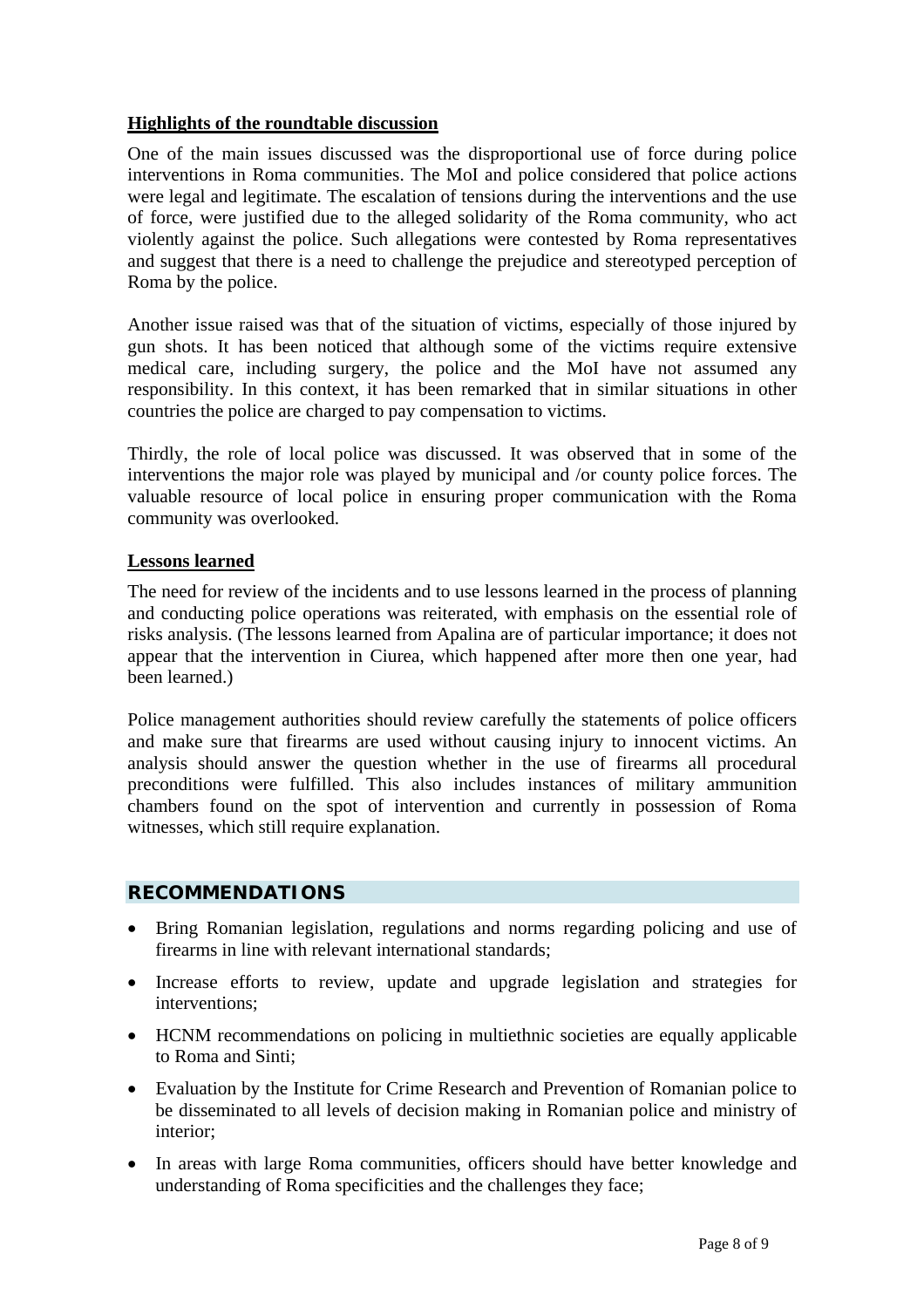**Highlights of the roundtable discussion**

One of the main issues discussed was the disproportional use of force during police interventions in Roma communities. The MoI and police considered that police actions were legal and legitimate. The escalation of tensions during the interventions and the use of force, were justified due to the alleged solidarity of the Roma community, who act violently against the police. Such allegations were contested by Roma representatives and suggest that there is a need to challenge the prejudice and stereotyped perception of Roma by the police.

Another issue raised was that of the situation of victims, especially of those injured by gun shots. It has been noticed that although some of the victims require extensive medical care, including surgery, the police and the MoI have not assumed any responsibility. In this context, it has been remarked that in similar situations in other countries the police are charged to pay compensation to victims.

Thirdly, the role of local police was discussed. It was observed that in some of the interventions the major role was played by municipal and /or county police forces. The valuable resource of local police in ensuring proper communication with the Roma community was overlooked.

**Lessons learned**

The need for review of the incidents and to use lessons learned in the process of planning and conducting police operations was reiterated, with emphasis on the essential role of risks analysis. (The lessons learned from Apalina are of particular importance; it does not appear that the intervention in Ciurea, which happened after more then one year, had been learned.)

Police management authorities should review carefully the statements of police officers and make sure that firearms are used without causing injury to innocent victims. An analysis should answer the question whether in the use of firearms all procedural preconditions were fulfilled. This also includes instances of military ammunition chambers found on the spot of intervention and currently in possession of Roma witnesses, which still require explanation.

## RECOMMENDATIONS

- Bring Romanian legislation, regulations and norms regarding policing and use of firearms in line with relevant international standards;
- Increase efforts to review, update and upgrade legislation and strategies for interventions;
- HCNM recommendations on policing in multiethnic societies are equally applicable to Roma and Sinti;
- Evaluation by the Institute for Crime Research and Prevention of Romanian police to be disseminated to all levels of decision making in Romanian police and ministry of interior;
- In areas with large Roma communities, officers should have better knowledge and understanding of Roma specificities and the challenges they face;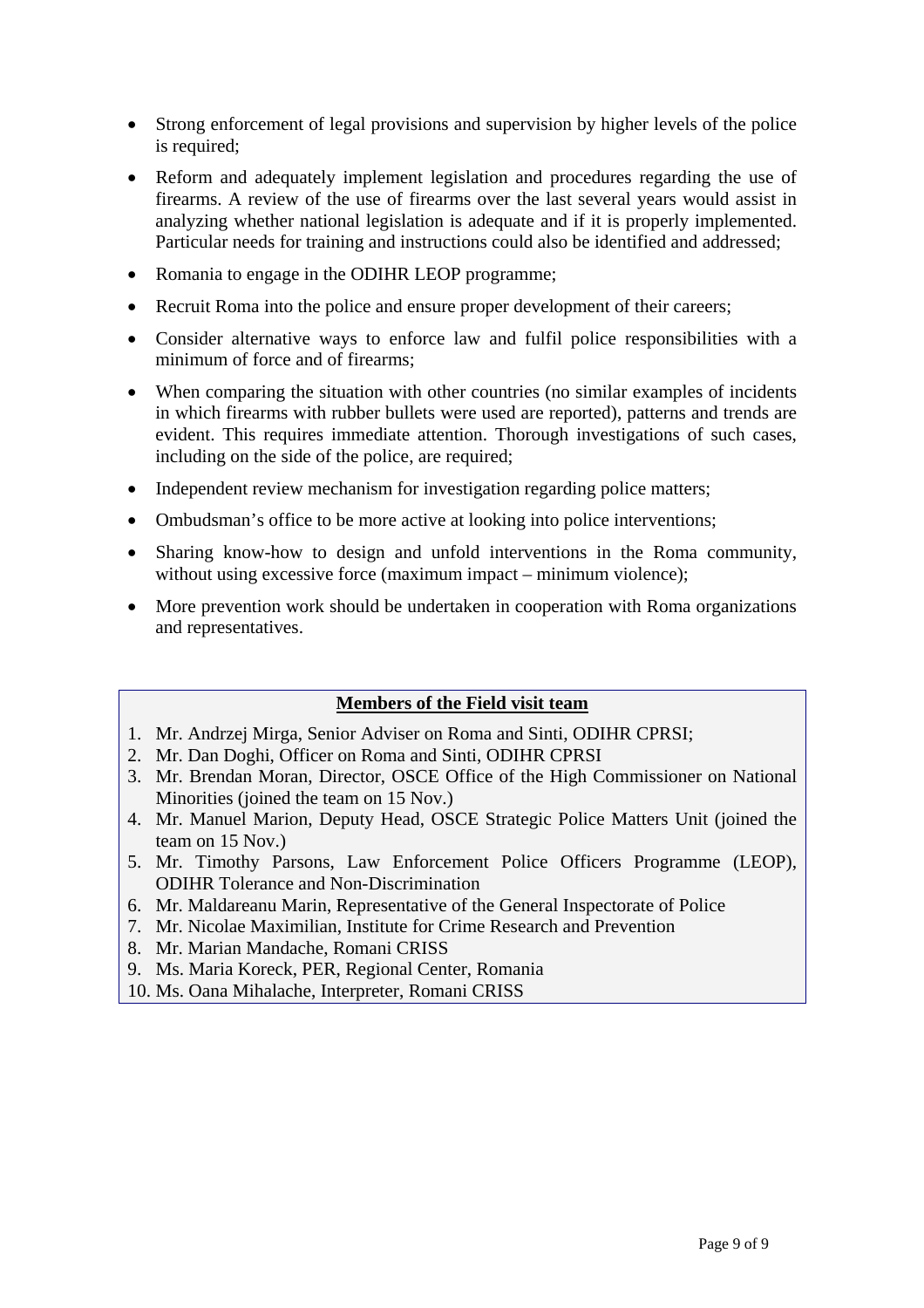- Strong enforcement of legal provisions and supervision by higher levels of the police is required;
- Reform and adequately implement legislation and procedures regarding the use of firearms. A review of the use of firearms over the last several years would assist in analyzing whether national legislation is adequate and if it is properly implemented. Particular needs for training and instructions could also be identified and addressed;
- Romania to engage in the ODIHR LEOP programme;
- Recruit Roma into the police and ensure proper development of their careers;
- Consider alternative ways to enforce law and fulfil police responsibilities with a minimum of force and of firearms;
- When comparing the situation with other countries (no similar examples of incidents in which firearms with rubber bullets were used are reported), patterns and trends are evident. This requires immediate attention. Thorough investigations of such cases, including on the side of the police, are required;
- Independent review mechanism for investigation regarding police matters;
- Ombudsman's office to be more active at looking into police interventions;
- Sharing know-how to design and unfold interventions in the Roma community, without using excessive force (maximum impact – minimum violence);
- More prevention work should be undertaken in cooperation with Roma organizations and representatives.

**Members of the Field visit team**

1. Mr. Andrzej Mirga, Senior Adviser on Roma and Sinti, ODIHR CPRSI;
2. Mr. Dan Doghi, Officer on Roma and Sinti, ODIHR CPRSI
3. Mr. Brendan Moran, Director, OSCE Office of the High Commissioner on National Minorities (joined the team on 15 Nov.)
4. Mr. Manuel Marion, Deputy Head, OSCE Strategic Police Matters Unit (joined the team on 15 Nov.)
5. Mr. Timothy Parsons, Law Enforcement Police Officers Programme (LEOP), ODIHR Tolerance and Non-Discrimination
6. Mr. Maldareanu Marin, Representative of the General Inspectorate of Police
7. Mr. Nicolae Maximilian, Institute for Crime Research and Prevention
8. Mr. Marian Mandache, Romani CRISS
9. Ms. Maria Koreck, PER, Regional Center, Romania
10. Ms. Oana Mihalache, Interpreter, Romani CRISS